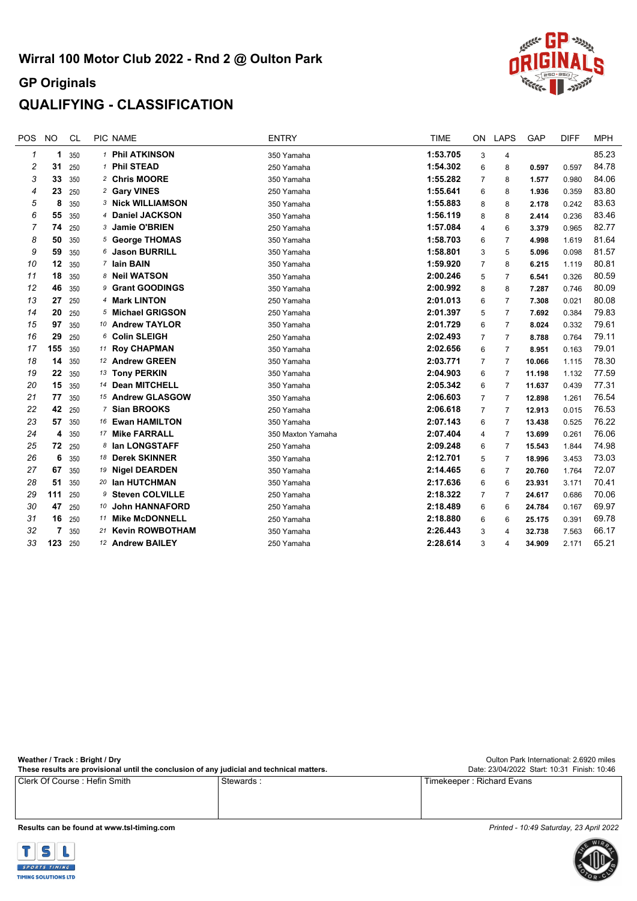# Wirral 100 Motor Club 2022 - Rnd 2 @ Oulton Park

## GP Originals

## QUALIFYING - CLASSIFICATION

| POS | NO | CL | PIC | NAME | ENTRY | TIME | ON | LAPS | GAP | DIFF | MPH |
|---|---|---|---|---|---|---|---|---|---|---|---|
| 1 | 1 | 350 | 1 | Phil ATKINSON | 350 Yamaha | 1:53.705 | 3 | 4 | | | 85.23 |
| 2 | 31 | 250 | 1 | Phil STEAD | 250 Yamaha | 1:54.302 | 6 | 8 | 0.597 | 0.597 | 84.78 |
| 3 | 33 | 350 | 2 | Chris MOORE | 350 Yamaha | 1:55.282 | 7 | 8 | 1.577 | 0.980 | 84.06 |
| 4 | 23 | 250 | 2 | Gary VINES | 250 Yamaha | 1:55.641 | 6 | 8 | 1.936 | 0.359 | 83.80 |
| 5 | 8 | 350 | 3 | Nick WILLIAMSON | 350 Yamaha | 1:55.883 | 8 | 8 | 2.178 | 0.242 | 83.63 |
| 6 | 55 | 350 | 4 | Daniel JACKSON | 350 Yamaha | 1:56.119 | 8 | 8 | 2.414 | 0.236 | 83.46 |
| 7 | 74 | 250 | 3 | Jamie O'BRIEN | 250 Yamaha | 1:57.084 | 4 | 6 | 3.379 | 0.965 | 82.77 |
| 8 | 50 | 350 | 5 | George THOMAS | 350 Yamaha | 1:58.703 | 6 | 7 | 4.998 | 1.619 | 81.64 |
| 9 | 59 | 350 | 6 | Jason BURRILL | 350 Yamaha | 1:58.801 | 3 | 5 | 5.096 | 0.098 | 81.57 |
| 10 | 12 | 350 | 7 | Iain BAIN | 350 Yamaha | 1:59.920 | 7 | 8 | 6.215 | 1.119 | 80.81 |
| 11 | 18 | 350 | 8 | Neil WATSON | 350 Yamaha | 2:00.246 | 5 | 7 | 6.541 | 0.326 | 80.59 |
| 12 | 46 | 350 | 9 | Grant GOODINGS | 350 Yamaha | 2:00.992 | 8 | 8 | 7.287 | 0.746 | 80.09 |
| 13 | 27 | 250 | 4 | Mark LINTON | 250 Yamaha | 2:01.013 | 6 | 7 | 7.308 | 0.021 | 80.08 |
| 14 | 20 | 250 | 5 | Michael GRIGSON | 250 Yamaha | 2:01.397 | 5 | 7 | 7.692 | 0.384 | 79.83 |
| 15 | 97 | 350 | 10 | Andrew TAYLOR | 350 Yamaha | 2:01.729 | 6 | 7 | 8.024 | 0.332 | 79.61 |
| 16 | 29 | 250 | 6 | Colin SLEIGH | 250 Yamaha | 2:02.493 | 7 | 7 | 8.788 | 0.764 | 79.11 |
| 17 | 155 | 350 | 11 | Roy CHAPMAN | 350 Yamaha | 2:02.656 | 6 | 7 | 8.951 | 0.163 | 79.01 |
| 18 | 14 | 350 | 12 | Andrew GREEN | 350 Yamaha | 2:03.771 | 7 | 7 | 10.066 | 1.115 | 78.30 |
| 19 | 22 | 350 | 13 | Tony PERKIN | 350 Yamaha | 2:04.903 | 6 | 7 | 11.198 | 1.132 | 77.59 |
| 20 | 15 | 350 | 14 | Dean MITCHELL | 350 Yamaha | 2:05.342 | 6 | 7 | 11.637 | 0.439 | 77.31 |
| 21 | 77 | 350 | 15 | Andrew GLASGOW | 350 Yamaha | 2:06.603 | 7 | 7 | 12.898 | 1.261 | 76.54 |
| 22 | 42 | 250 | 7 | Sian BROOKS | 250 Yamaha | 2:06.618 | 7 | 7 | 12.913 | 0.015 | 76.53 |
| 23 | 57 | 350 | 16 | Ewan HAMILTON | 350 Yamaha | 2:07.143 | 6 | 7 | 13.438 | 0.525 | 76.22 |
| 24 | 4 | 350 | 17 | Mike FARRALL | 350 Maxton Yamaha | 2:07.404 | 4 | 7 | 13.699 | 0.261 | 76.06 |
| 25 | 72 | 250 | 8 | Ian LONGSTAFF | 250 Yamaha | 2:09.248 | 6 | 7 | 15.543 | 1.844 | 74.98 |
| 26 | 6 | 350 | 18 | Derek SKINNER | 350 Yamaha | 2:12.701 | 5 | 7 | 18.996 | 3.453 | 73.03 |
| 27 | 67 | 350 | 19 | Nigel DEARDEN | 350 Yamaha | 2:14.465 | 6 | 7 | 20.760 | 1.764 | 72.07 |
| 28 | 51 | 350 | 20 | Ian HUTCHMAN | 350 Yamaha | 2:17.636 | 6 | 6 | 23.931 | 3.171 | 70.41 |
| 29 | 111 | 250 | 9 | Steven COLVILLE | 250 Yamaha | 2:18.322 | 7 | 7 | 24.617 | 0.686 | 70.06 |
| 30 | 47 | 250 | 10 | John HANNAFORD | 250 Yamaha | 2:18.489 | 6 | 6 | 24.784 | 0.167 | 69.97 |
| 31 | 16 | 250 | 11 | Mike McDONNELL | 250 Yamaha | 2:18.880 | 6 | 6 | 25.175 | 0.391 | 69.78 |
| 32 | 7 | 350 | 21 | Kevin ROWBOTHAM | 350 Yamaha | 2:26.443 | 3 | 4 | 32.738 | 7.563 | 66.17 |
| 33 | 123 | 250 | 12 | Andrew BAILEY | 250 Yamaha | 2:28.614 | 3 | 4 | 34.909 | 2.171 | 65.21 |

**Weather / Track : Bright / Dry**

**These results are provisional until the conclusion of any judicial and technical matters.**

Oulton Park International: 2.6920 miles

Date: 23/04/2022 Start: 10:31 Finish: 10:46

| Clerk Of Course : Hefin Smith | Stewards : | Timekeeper : Richard Evans |
|---|---|---|

**Results can be found at www.tsl-timing.com**

*Printed - 10:49 Saturday, 23 April 2022*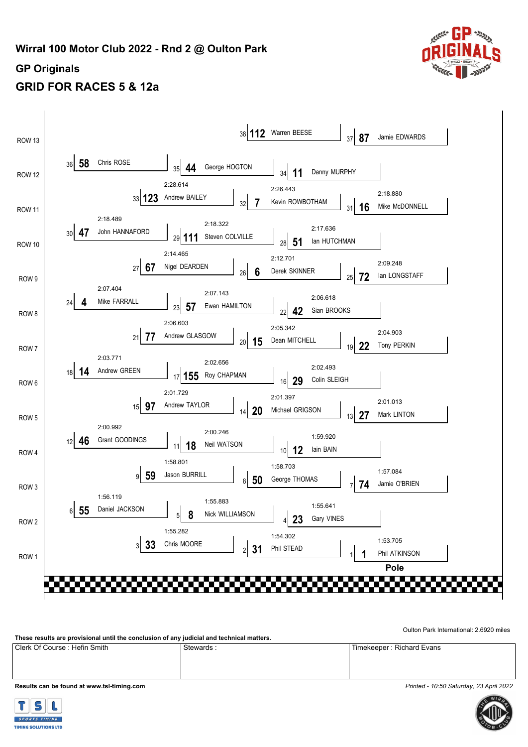# Wirral 100 Motor Club 2022 - Rnd 2 @ Oulton Park

## GP Originals

## GRID FOR RACES 5 & 12a

| Row | Pos | No. | Driver | Time |
|---|---|---|---|---|
| ROW 1 | 1 | 1 | Phil ATKINSON | 1:53.705 |
| ROW 1 | 2 | 31 | Phil STEAD | 1:54.302 |
| ROW 1 | 3 | 33 | Chris MOORE | 1:55.282 |
| ROW 2 | 4 | 23 | Gary VINES | 1:55.641 |
| ROW 2 | 5 | 8 | Nick WILLIAMSON | 1:55.883 |
| ROW 2 | 6 | 55 | Daniel JACKSON | 1:56.119 |
| ROW 3 | 7 | 74 | Jamie O'BRIEN | 1:57.084 |
| ROW 3 | 8 | 50 | George THOMAS | 1:58.703 |
| ROW 3 | 9 | 59 | Jason BURRILL | 1:58.801 |
| ROW 4 | 10 | 12 | Iain BAIN | 1:59.920 |
| ROW 4 | 11 | 18 | Neil WATSON | 2:00.246 |
| ROW 4 | 12 | 46 | Grant GOODINGS | 2:00.992 |
| ROW 5 | 13 | 27 | Mark LINTON | 2:01.013 |
| ROW 5 | 14 | 20 | Michael GRIGSON | 2:01.397 |
| ROW 5 | 15 | 97 | Andrew TAYLOR | 2:01.729 |
| ROW 6 | 16 | 29 | Colin SLEIGH | 2:02.493 |
| ROW 6 | 17 | 155 | Roy CHAPMAN | 2:02.656 |
| ROW 6 | 18 | 14 | Andrew GREEN | 2:03.771 |
| ROW 7 | 19 | 22 | Tony PERKIN | 2:04.903 |
| ROW 7 | 20 | 15 | Dean MITCHELL | 2:05.342 |
| ROW 7 | 21 | 77 | Andrew GLASGOW | 2:06.603 |
| ROW 8 | 22 | 42 | Sian BROOKS | 2:06.618 |
| ROW 8 | 23 | 57 | Ewan HAMILTON | 2:07.143 |
| ROW 8 | 24 | 4 | Mike FARRALL | 2:07.404 |
| ROW 9 | 25 | 72 | Ian LONGSTAFF | 2:09.248 |
| ROW 9 | 26 | 6 | Derek SKINNER | 2:12.701 |
| ROW 9 | 27 | 67 | Nigel DEARDEN | 2:14.465 |
| ROW 10 | 28 | 51 | Ian HUTCHMAN | 2:17.636 |
| ROW 10 | 29 | 111 | Steven COLVILLE | 2:18.322 |
| ROW 10 | 30 | 47 | John HANNAFORD | 2:18.489 |
| ROW 11 | 31 | 16 | Mike McDONNELL | 2:18.880 |
| ROW 11 | 32 | 7 | Kevin ROWBOTHAM | 2:26.443 |
| ROW 11 | 33 | 123 | Andrew BAILEY | 2:28.614 |
| ROW 12 | 34 | 11 | Danny MURPHY | |
| ROW 12 | 35 | 44 | George HOGTON | |
| ROW 12 | 36 | 58 | Chris ROSE | |
| ROW 13 | 37 | 87 | Jamie EDWARDS | |
| ROW 13 | 38 | 112 | Warren BEESE | |

Pole

Oulton Park International: 2.6920 miles

**These results are provisional until the conclusion of any judicial and technical matters.**

| Clerk Of Course : Hefin Smith | Stewards : | Timekeeper : Richard Evans |
|---|---|---|

**Results can be found at www.tsl-timing.com**

*Printed - 10:50 Saturday, 23 April 2022*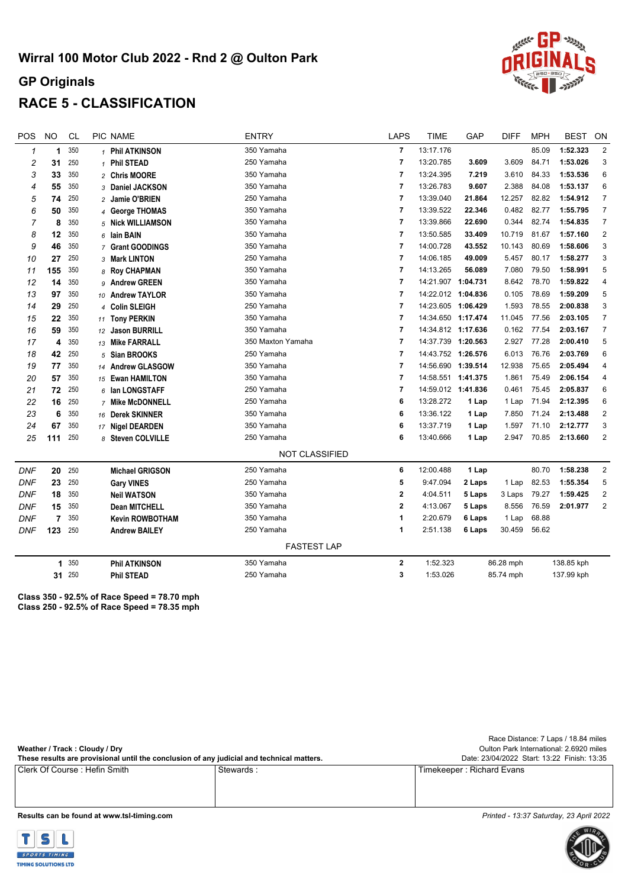# Wirral 100 Motor Club 2022 - Rnd 2 @ Oulton Park

## GP Originals

## RACE 5 - CLASSIFICATION

| POS | NO | CL | PIC | NAME | ENTRY | LAPS | TIME | GAP | DIFF | MPH | BEST | ON |
|---|---|---|---|---|---|---|---|---|---|---|---|---|
| 1 | 1 | 350 | 1 | Phil ATKINSON | 350 Yamaha | 7 | 13:17.176 | | | 85.09 | 1:52.323 | 2 |
| 2 | 31 | 250 | 1 | Phil STEAD | 250 Yamaha | 7 | 13:20.785 | 3.609 | 3.609 | 84.71 | 1:53.026 | 3 |
| 3 | 33 | 350 | 2 | Chris MOORE | 350 Yamaha | 7 | 13:24.395 | 7.219 | 3.610 | 84.33 | 1:53.536 | 6 |
| 4 | 55 | 350 | 3 | Daniel JACKSON | 350 Yamaha | 7 | 13:26.783 | 9.607 | 2.388 | 84.08 | 1:53.137 | 6 |
| 5 | 74 | 250 | 2 | Jamie O'BRIEN | 250 Yamaha | 7 | 13:39.040 | 21.864 | 12.257 | 82.82 | 1:54.912 | 7 |
| 6 | 50 | 350 | 4 | George THOMAS | 350 Yamaha | 7 | 13:39.522 | 22.346 | 0.482 | 82.77 | 1:55.795 | 7 |
| 7 | 8 | 350 | 5 | Nick WILLIAMSON | 350 Yamaha | 7 | 13:39.866 | 22.690 | 0.344 | 82.74 | 1:54.835 | 7 |
| 8 | 12 | 350 | 6 | Iain BAIN | 350 Yamaha | 7 | 13:50.585 | 33.409 | 10.719 | 81.67 | 1:57.160 | 2 |
| 9 | 46 | 350 | 7 | Grant GOODINGS | 350 Yamaha | 7 | 14:00.728 | 43.552 | 10.143 | 80.69 | 1:58.606 | 3 |
| 10 | 27 | 250 | 3 | Mark LINTON | 250 Yamaha | 7 | 14:06.185 | 49.009 | 5.457 | 80.17 | 1:58.277 | 3 |
| 11 | 155 | 350 | 8 | Roy CHAPMAN | 350 Yamaha | 7 | 14:13.265 | 56.089 | 7.080 | 79.50 | 1:58.991 | 5 |
| 12 | 14 | 350 | 9 | Andrew GREEN | 350 Yamaha | 7 | 14:21.907 | 1:04.731 | 8.642 | 78.70 | 1:59.822 | 4 |
| 13 | 97 | 350 | 10 | Andrew TAYLOR | 350 Yamaha | 7 | 14:22.012 | 1:04.836 | 0.105 | 78.69 | 1:59.209 | 5 |
| 14 | 29 | 250 | 4 | Colin SLEIGH | 250 Yamaha | 7 | 14:23.605 | 1:06.429 | 1.593 | 78.55 | 2:00.838 | 3 |
| 15 | 22 | 350 | 11 | Tony PERKIN | 350 Yamaha | 7 | 14:34.650 | 1:17.474 | 11.045 | 77.56 | 2:03.105 | 7 |
| 16 | 59 | 350 | 12 | Jason BURRILL | 350 Yamaha | 7 | 14:34.812 | 1:17.636 | 0.162 | 77.54 | 2:03.167 | 7 |
| 17 | 4 | 350 | 13 | Mike FARRALL | 350 Maxton Yamaha | 7 | 14:37.739 | 1:20.563 | 2.927 | 77.28 | 2:00.410 | 5 |
| 18 | 42 | 250 | 5 | Sian BROOKS | 250 Yamaha | 7 | 14:43.752 | 1:26.576 | 6.013 | 76.76 | 2:03.769 | 6 |
| 19 | 77 | 350 | 14 | Andrew GLASGOW | 350 Yamaha | 7 | 14:56.690 | 1:39.514 | 12.938 | 75.65 | 2:05.494 | 4 |
| 20 | 57 | 350 | 15 | Ewan HAMILTON | 350 Yamaha | 7 | 14:58.551 | 1:41.375 | 1.861 | 75.49 | 2:06.154 | 4 |
| 21 | 72 | 250 | 6 | Ian LONGSTAFF | 250 Yamaha | 7 | 14:59.012 | 1:41.836 | 0.461 | 75.45 | 2:05.837 | 6 |
| 22 | 16 | 250 | 7 | Mike McDONNELL | 250 Yamaha | 6 | 13:28.272 | 1 Lap | 1 Lap | 71.94 | 2:12.395 | 6 |
| 23 | 6 | 350 | 16 | Derek SKINNER | 350 Yamaha | 6 | 13:36.122 | 1 Lap | 7.850 | 71.24 | 2:13.488 | 2 |
| 24 | 67 | 350 | 17 | Nigel DEARDEN | 350 Yamaha | 6 | 13:37.719 | 1 Lap | 1.597 | 71.10 | 2:12.777 | 3 |
| 25 | 111 | 250 | 8 | Steven COLVILLE | 250 Yamaha | 6 | 13:40.666 | 1 Lap | 2.947 | 70.85 | 2:13.660 | 2 |
| | | | | | NOT CLASSIFIED | | | | | | | |
| DNF | 20 | 250 | | Michael GRIGSON | 250 Yamaha | 6 | 12:00.488 | 1 Lap | | 80.70 | 1:58.238 | 2 |
| DNF | 23 | 250 | | Gary VINES | 250 Yamaha | 5 | 9:47.094 | 2 Laps | 1 Lap | 82.53 | 1:55.354 | 5 |
| DNF | 18 | 350 | | Neil WATSON | 350 Yamaha | 2 | 4:04.511 | 5 Laps | 3 Laps | 79.27 | 1:59.425 | 2 |
| DNF | 15 | 350 | | Dean MITCHELL | 350 Yamaha | 2 | 4:13.067 | 5 Laps | 8.556 | 76.59 | 2:01.977 | 2 |
| DNF | 7 | 350 | | Kevin ROWBOTHAM | 350 Yamaha | 1 | 2:20.679 | 6 Laps | 1 Lap | 68.88 | | |
| DNF | 123 | 250 | | Andrew BAILEY | 250 Yamaha | 1 | 2:51.138 | 6 Laps | 30.459 | 56.62 | | |

### FASTEST LAP

| NO | CL | NAME | ENTRY | LAP | TIME | MPH | KPH |
|---|---|---|---|---|---|---|---|
| 1 | 350 | Phil ATKINSON | 350 Yamaha | 2 | 1:52.323 | 86.28 mph | 138.85 kph |
| 31 | 250 | Phil STEAD | 250 Yamaha | 3 | 1:53.026 | 85.74 mph | 137.99 kph |

**Class 350 - 92.5% of Race Speed = 78.70 mph**
**Class 250 - 92.5% of Race Speed = 78.35 mph**

Race Distance: 7 Laps / 18.84 miles
Oulton Park International: 2.6920 miles
Date: 23/04/2022 Start: 13:22 Finish: 13:35

**Weather / Track : Cloudy / Dry**
**These results are provisional until the conclusion of any judicial and technical matters.**

| Clerk Of Course : Hefin Smith | Stewards : | Timekeeper : Richard Evans |
|---|---|---|

**Results can be found at www.tsl-timing.com**

*Printed - 13:37 Saturday, 23 April 2022*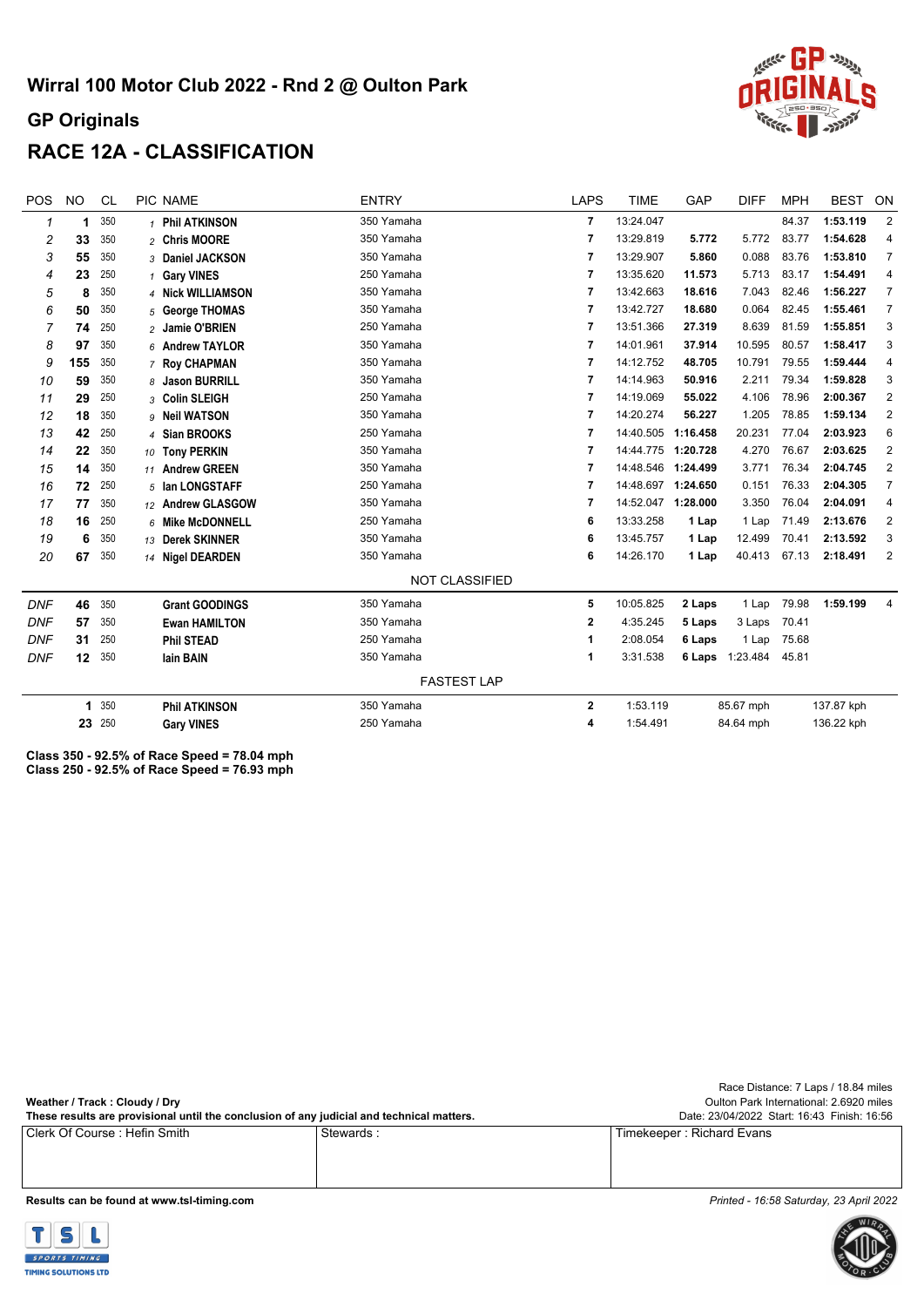# Wirral 100 Motor Club 2022 - Rnd 2 @ Oulton Park

## GP Originals

## RACE 12A - CLASSIFICATION

| POS | NO | CL | PIC | NAME | ENTRY | LAPS | TIME | GAP | DIFF | MPH | BEST | ON |
|---|---|---|---|---|---|---|---|---|---|---|---|---|
| 1 | 1 | 350 | 1 | Phil ATKINSON | 350 Yamaha | 7 | 13:24.047 | | | 84.37 | 1:53.119 | 2 |
| 2 | 33 | 350 | 2 | Chris MOORE | 350 Yamaha | 7 | 13:29.819 | 5.772 | 5.772 | 83.77 | 1:54.628 | 4 |
| 3 | 55 | 350 | 3 | Daniel JACKSON | 350 Yamaha | 7 | 13:29.907 | 5.860 | 0.088 | 83.76 | 1:53.810 | 7 |
| 4 | 23 | 250 | 1 | Gary VINES | 250 Yamaha | 7 | 13:35.620 | 11.573 | 5.713 | 83.17 | 1:54.491 | 4 |
| 5 | 8 | 350 | 4 | Nick WILLIAMSON | 350 Yamaha | 7 | 13:42.663 | 18.616 | 7.043 | 82.46 | 1:56.227 | 7 |
| 6 | 50 | 350 | 5 | George THOMAS | 350 Yamaha | 7 | 13:42.727 | 18.680 | 0.064 | 82.45 | 1:55.461 | 7 |
| 7 | 74 | 250 | 2 | Jamie O'BRIEN | 250 Yamaha | 7 | 13:51.366 | 27.319 | 8.639 | 81.59 | 1:55.851 | 3 |
| 8 | 97 | 350 | 6 | Andrew TAYLOR | 350 Yamaha | 7 | 14:01.961 | 37.914 | 10.595 | 80.57 | 1:58.417 | 3 |
| 9 | 155 | 350 | 7 | Roy CHAPMAN | 350 Yamaha | 7 | 14:12.752 | 48.705 | 10.791 | 79.55 | 1:59.444 | 4 |
| 10 | 59 | 350 | 8 | Jason BURRILL | 350 Yamaha | 7 | 14:14.963 | 50.916 | 2.211 | 79.34 | 1:59.828 | 3 |
| 11 | 29 | 250 | 3 | Colin SLEIGH | 250 Yamaha | 7 | 14:19.069 | 55.022 | 4.106 | 78.96 | 2:00.367 | 2 |
| 12 | 18 | 350 | 9 | Neil WATSON | 350 Yamaha | 7 | 14:20.274 | 56.227 | 1.205 | 78.85 | 1:59.134 | 2 |
| 13 | 42 | 250 | 4 | Sian BROOKS | 250 Yamaha | 7 | 14:40.505 | 1:16.458 | 20.231 | 77.04 | 2:03.923 | 6 |
| 14 | 22 | 350 | 10 | Tony PERKIN | 350 Yamaha | 7 | 14:44.775 | 1:20.728 | 4.270 | 76.67 | 2:03.625 | 2 |
| 15 | 14 | 350 | 11 | Andrew GREEN | 350 Yamaha | 7 | 14:48.546 | 1:24.499 | 3.771 | 76.34 | 2:04.745 | 2 |
| 16 | 72 | 250 | 5 | Ian LONGSTAFF | 250 Yamaha | 7 | 14:48.697 | 1:24.650 | 0.151 | 76.33 | 2:04.305 | 7 |
| 17 | 77 | 350 | 12 | Andrew GLASGOW | 350 Yamaha | 7 | 14:52.047 | 1:28.000 | 3.350 | 76.04 | 2:04.091 | 4 |
| 18 | 16 | 250 | 6 | Mike McDONNELL | 250 Yamaha | 6 | 13:33.258 | 1 Lap | 1 Lap | 71.49 | 2:13.676 | 2 |
| 19 | 6 | 350 | 13 | Derek SKINNER | 350 Yamaha | 6 | 13:45.757 | 1 Lap | 12.499 | 70.41 | 2:13.592 | 3 |
| 20 | 67 | 350 | 14 | Nigel DEARDEN | 350 Yamaha | 6 | 14:26.170 | 1 Lap | 40.413 | 67.13 | 2:18.491 | 2 |
| | | | | | NOT CLASSIFIED | | | | | | | |
| DNF | 46 | 350 | | Grant GOODINGS | 350 Yamaha | 5 | 10:05.825 | 2 Laps | 1 Lap | 79.98 | 1:59.199 | 4 |
| DNF | 57 | 350 | | Ewan HAMILTON | 350 Yamaha | 2 | 4:35.245 | 5 Laps | 3 Laps | 70.41 | | |
| DNF | 31 | 250 | | Phil STEAD | 250 Yamaha | 1 | 2:08.054 | 6 Laps | 1 Lap | 75.68 | | |
| DNF | 12 | 350 | | Iain BAIN | 350 Yamaha | 1 | 3:31.538 | 6 Laps | 1:23.484 | 45.81 | | |

### FASTEST LAP

| NO | CL | NAME | ENTRY | LAP | TIME | MPH | KPH |
|---|---|---|---|---|---|---|---|
| 1 | 350 | Phil ATKINSON | 350 Yamaha | 2 | 1:53.119 | 85.67 mph | 137.87 kph |
| 23 | 250 | Gary VINES | 250 Yamaha | 4 | 1:54.491 | 84.64 mph | 136.22 kph |

**Class 350 - 92.5% of Race Speed = 78.04 mph**
**Class 250 - 92.5% of Race Speed = 76.93 mph**

**Weather / Track : Cloudy / Dry**
**These results are provisional until the conclusion of any judicial and technical matters.**

Race Distance: 7 Laps / 18.84 miles
Oulton Park International: 2.6920 miles
Date: 23/04/2022 Start: 16:43 Finish: 16:56

| Clerk Of Course : Hefin Smith | Stewards : | Timekeeper : Richard Evans |
|---|---|---|

**Results can be found at www.tsl-timing.com**

*Printed - 16:58 Saturday, 23 April 2022*